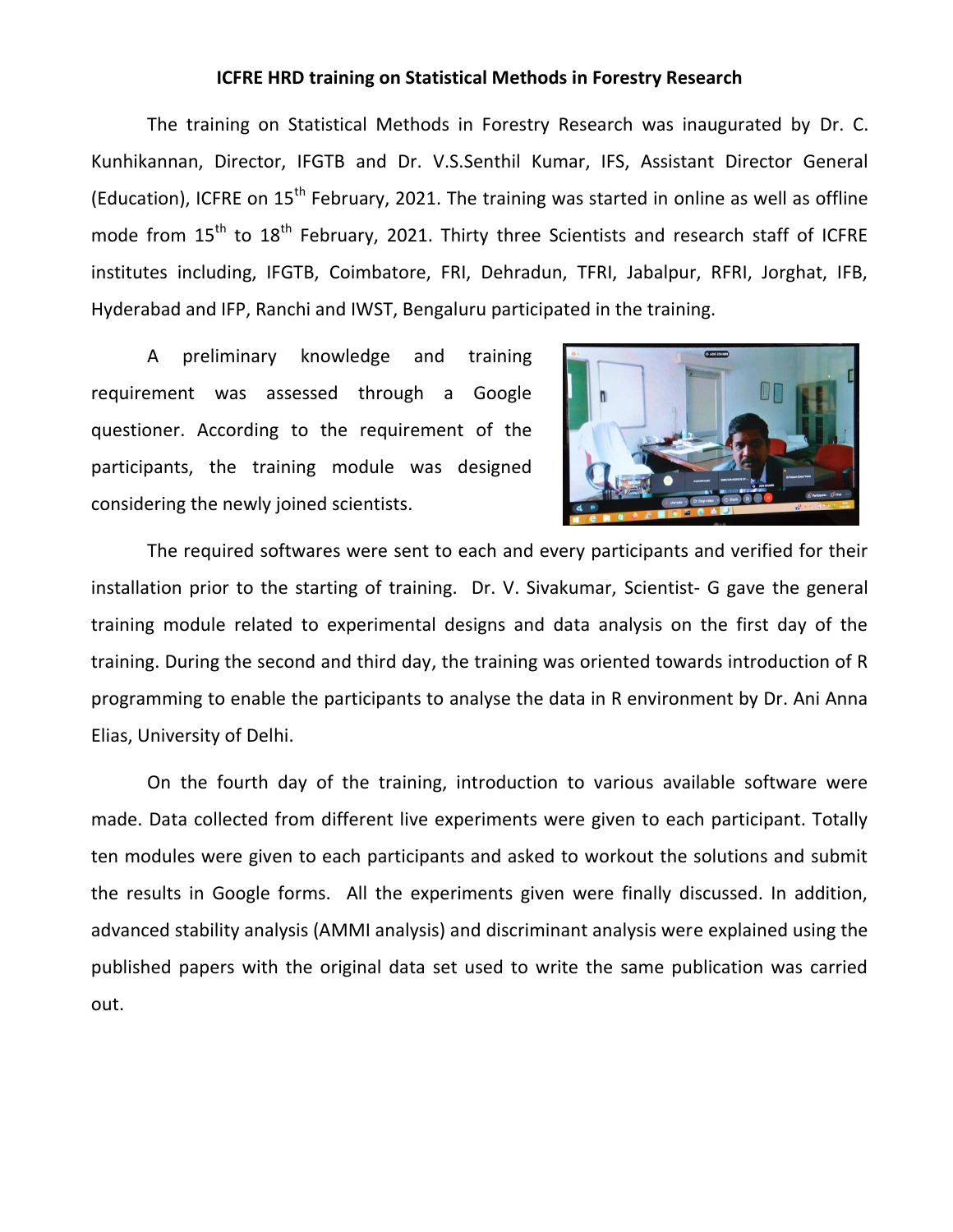**ICFRE HRD training on Statistical Methods in Forestry Research**

The training on Statistical Methods in Forestry Research was inaugurated by Dr. C. Kunhikannan, Director, IFGTB and Dr. V.S.Senthil Kumar, IFS, Assistant Director General (Education), ICFRE on 15th February, 2021. The training was started in online as well as offline mode from 15th to 18th February, 2021. Thirty three Scientists and research staff of ICFRE institutes including, IFGTB, Coimbatore, FRI, Dehradun, TFRI, Jabalpur, RFRI, Jorghat, IFB, Hyderabad and IFP, Ranchi and IWST, Bengaluru participated in the training.

A preliminary knowledge and training requirement was assessed through a Google questioner. According to the requirement of the participants, the training module was designed considering the newly joined scientists.

The required softwares were sent to each and every participants and verified for their installation prior to the starting of training. Dr. V. Sivakumar, Scientist- G gave the general training module related to experimental designs and data analysis on the first day of the training. During the second and third day, the training was oriented towards introduction of R programming to enable the participants to analyse the data in R environment by Dr. Ani Anna Elias, University of Delhi.

On the fourth day of the training, introduction to various available software were made. Data collected from different live experiments were given to each participant. Totally ten modules were given to each participants and asked to workout the solutions and submit the results in Google forms. All the experiments given were finally discussed. In addition, advanced stability analysis (AMMI analysis) and discriminant analysis were explained using the published papers with the original data set used to write the same publication was carried out.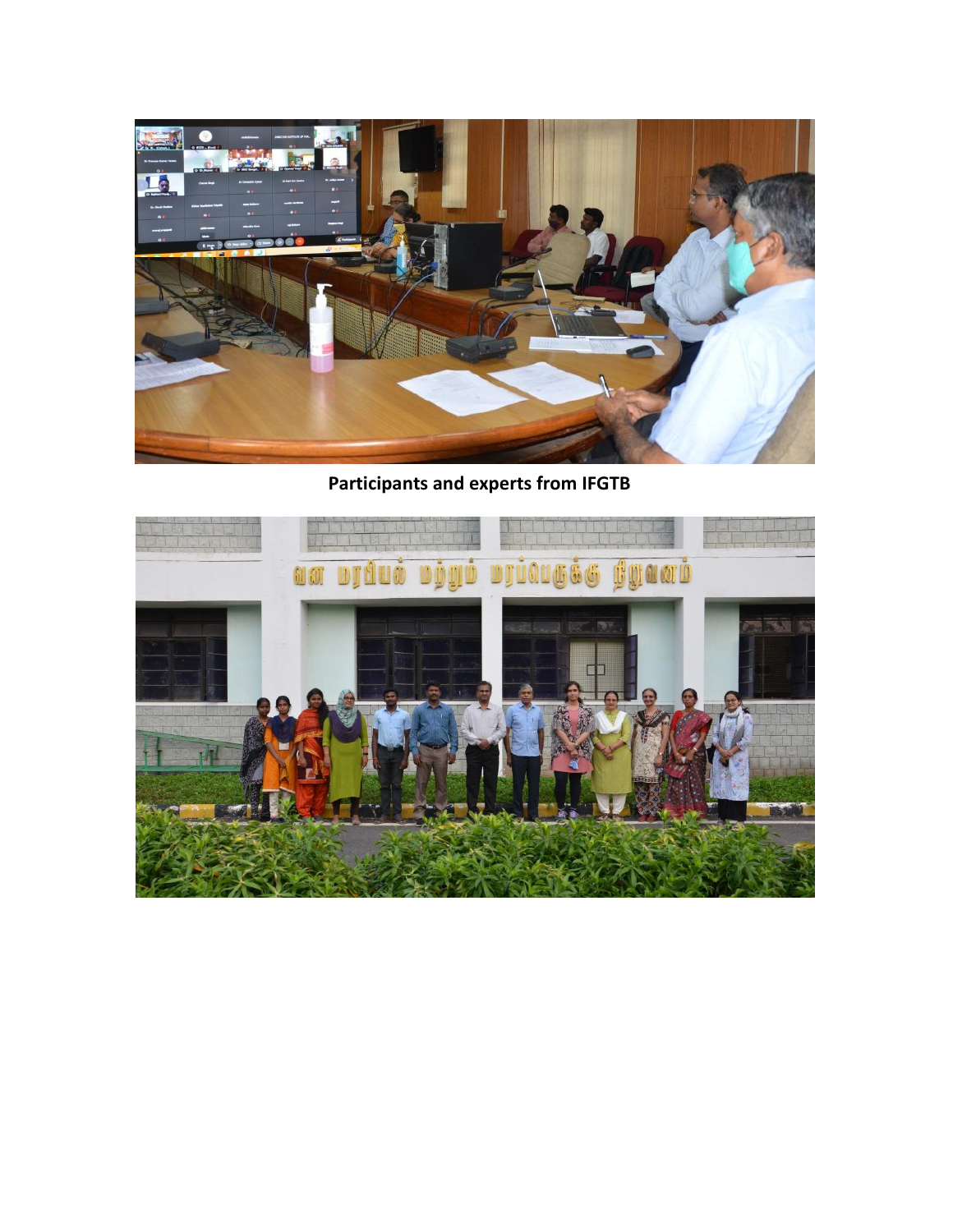Participants and experts from IFGTB